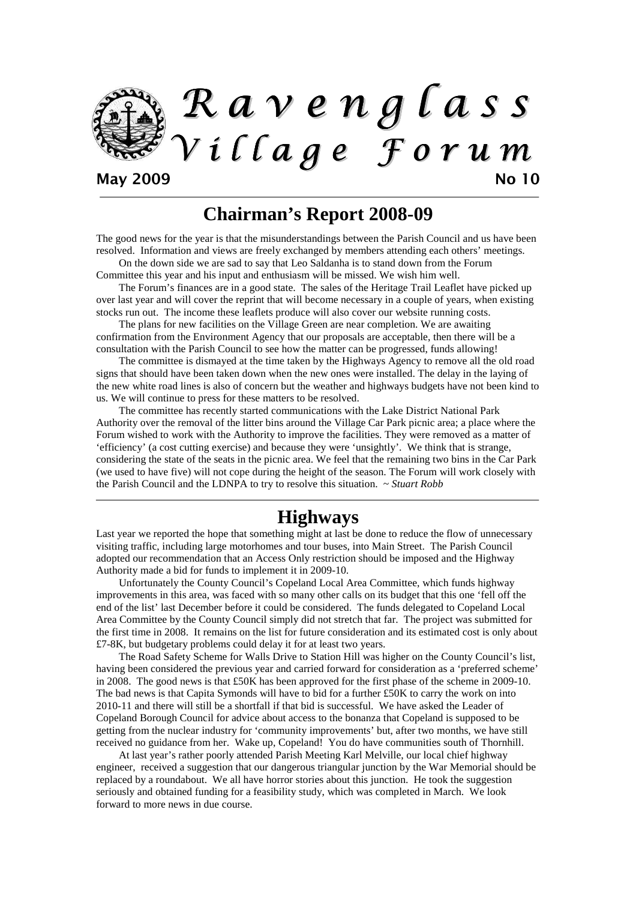# Ravenglass Village Forum

**May 2009** **No 10**

## Chairman's Report 2008-09

The good news for the year is that the misunderstandings between the Parish Council and us have been resolved. Information and views are freely exchanged by members attending each others' meetings.

On the down side we are sad to say that Leo Saldanha is to stand down from the Forum Committee this year and his input and enthusiasm will be missed. We wish him well.

The Forum's finances are in a good state. The sales of the Heritage Trail Leaflet have picked up over last year and will cover the reprint that will become necessary in a couple of years, when existing stocks run out. The income these leaflets produce will also cover our website running costs.

The plans for new facilities on the Village Green are near completion. We are awaiting confirmation from the Environment Agency that our proposals are acceptable, then there will be a consultation with the Parish Council to see how the matter can be progressed, funds allowing!

The committee is dismayed at the time taken by the Highways Agency to remove all the old road signs that should have been taken down when the new ones were installed. The delay in the laying of the new white road lines is also of concern but the weather and highways budgets have not been kind to us. We will continue to press for these matters to be resolved.

The committee has recently started communications with the Lake District National Park Authority over the removal of the litter bins around the Village Car Park picnic area; a place where the Forum wished to work with the Authority to improve the facilities. They were removed as a matter of 'efficiency' (a cost cutting exercise) and because they were 'unsightly'. We think that is strange, considering the state of the seats in the picnic area. We feel that the remaining two bins in the Car Park (we used to have five) will not cope during the height of the season. The Forum will work closely with the Parish Council and the LDNPA to try to resolve this situation. ~ *Stuart Robb*

## Highways

Last year we reported the hope that something might at last be done to reduce the flow of unnecessary visiting traffic, including large motorhomes and tour buses, into Main Street. The Parish Council adopted our recommendation that an Access Only restriction should be imposed and the Highway Authority made a bid for funds to implement it in 2009-10.

Unfortunately the County Council's Copeland Local Area Committee, which funds highway improvements in this area, was faced with so many other calls on its budget that this one 'fell off the end of the list' last December before it could be considered. The funds delegated to Copeland Local Area Committee by the County Council simply did not stretch that far. The project was submitted for the first time in 2008. It remains on the list for future consideration and its estimated cost is only about £7-8K, but budgetary problems could delay it for at least two years.

The Road Safety Scheme for Walls Drive to Station Hill was higher on the County Council's list, having been considered the previous year and carried forward for consideration as a 'preferred scheme' in 2008. The good news is that £50K has been approved for the first phase of the scheme in 2009-10. The bad news is that Capita Symonds will have to bid for a further £50K to carry the work on into 2010-11 and there will still be a shortfall if that bid is successful. We have asked the Leader of Copeland Borough Council for advice about access to the bonanza that Copeland is supposed to be getting from the nuclear industry for 'community improvements' but, after two months, we have still received no guidance from her. Wake up, Copeland! You do have communities south of Thornhill.

At last year's rather poorly attended Parish Meeting Karl Melville, our local chief highway engineer, received a suggestion that our dangerous triangular junction by the War Memorial should be replaced by a roundabout. We all have horror stories about this junction. He took the suggestion seriously and obtained funding for a feasibility study, which was completed in March. We look forward to more news in due course.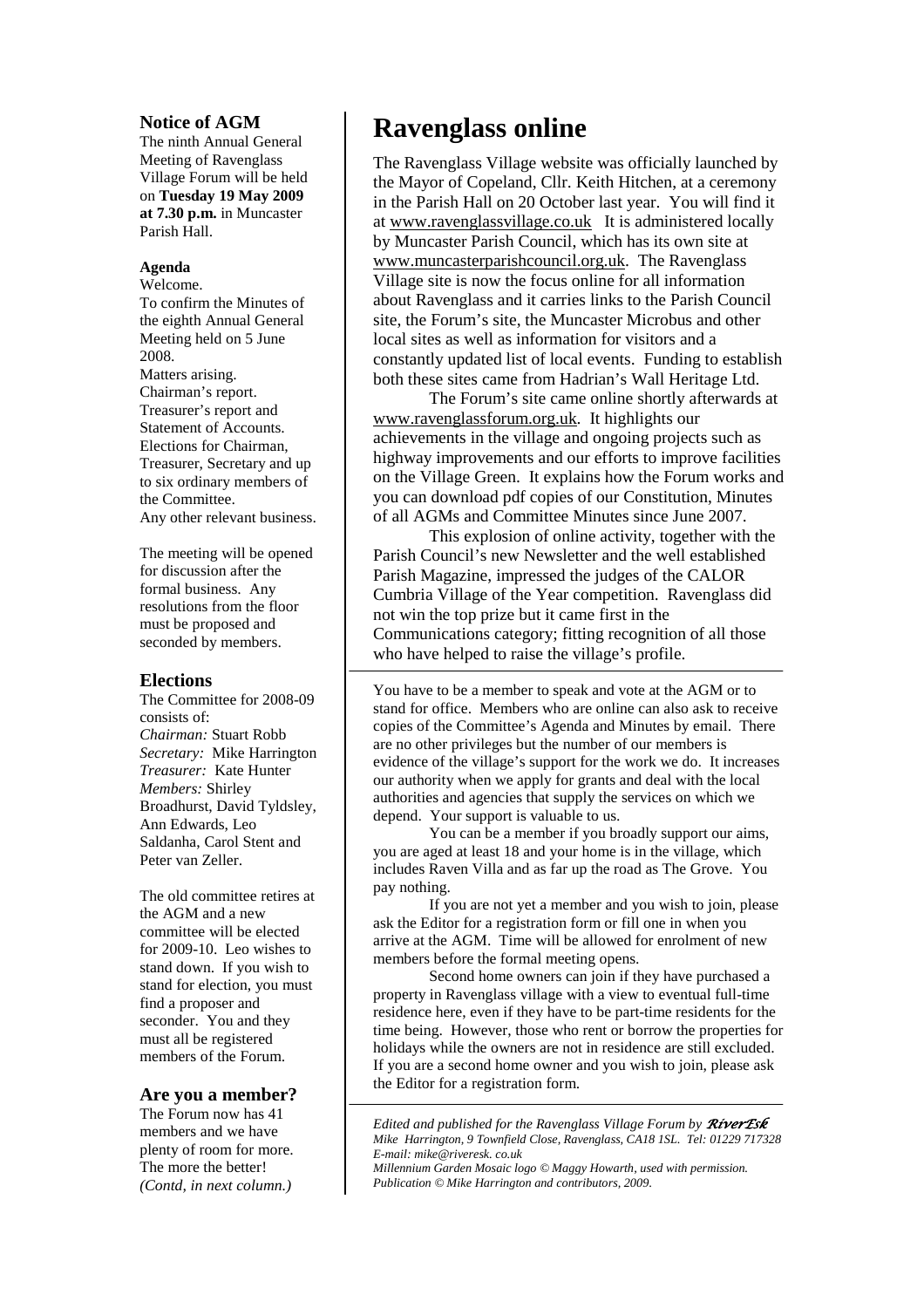## Notice of AGM

The ninth Annual General Meeting of Ravenglass Village Forum will be held on **Tuesday 19 May 2009 at 7.30 p.m.** in Muncaster Parish Hall.

#### Agenda

Welcome.
To confirm the Minutes of the eighth Annual General Meeting held on 5 June 2008.
Matters arising.
Chairman's report.
Treasurer's report and Statement of Accounts.
Elections for Chairman, Treasurer, Secretary and up to six ordinary members of the Committee.
Any other relevant business.

The meeting will be opened for discussion after the formal business. Any resolutions from the floor must be proposed and seconded by members.

## Elections

The Committee for 2008-09 consists of:
*Chairman:* Stuart Robb
*Secretary:* Mike Harrington
*Treasurer:* Kate Hunter
*Members:* Shirley Broadhurst, David Tyldsley, Ann Edwards, Leo Saldanha, Carol Stent and Peter van Zeller.

The old committee retires at the AGM and a new committee will be elected for 2009-10. Leo wishes to stand down. If you wish to stand for election, you must find a proposer and seconder. You and they must all be registered members of the Forum.

## Are you a member?

The Forum now has 41 members and we have plenty of room for more. The more the better!
*(Contd, in next column.)*

You have to be a member to speak and vote at the AGM or to stand for office. Members who are online can also ask to receive copies of the Committee's Agenda and Minutes by email. There are no other privileges but the number of our members is evidence of the village's support for the work we do. It increases our authority when we apply for grants and deal with the local authorities and agencies that supply the services on which we depend. Your support is valuable to us.

You can be a member if you broadly support our aims, you are aged at least 18 and your home is in the village, which includes Raven Villa and as far up the road as The Grove. You pay nothing.

If you are not yet a member and you wish to join, please ask the Editor for a registration form or fill one in when you arrive at the AGM. Time will be allowed for enrolment of new members before the formal meeting opens.

Second home owners can join if they have purchased a property in Ravenglass village with a view to eventual full-time residence here, even if they have to be part-time residents for the time being. However, those who rent or borrow the properties for holidays while the owners are not in residence are still excluded. If you are a second home owner and you wish to join, please ask the Editor for a registration form.

# Ravenglass online

The Ravenglass Village website was officially launched by the Mayor of Copeland, Cllr. Keith Hitchen, at a ceremony in the Parish Hall on 20 October last year. You will find it at www.ravenglassvillage.co.uk It is administered locally by Muncaster Parish Council, which has its own site at www.muncasterparishcouncil.org.uk. The Ravenglass Village site is now the focus online for all information about Ravenglass and it carries links to the Parish Council site, the Forum's site, the Muncaster Microbus and other local sites as well as information for visitors and a constantly updated list of local events. Funding to establish both these sites came from Hadrian's Wall Heritage Ltd.

The Forum's site came online shortly afterwards at www.ravenglassforum.org.uk. It highlights our achievements in the village and ongoing projects such as highway improvements and our efforts to improve facilities on the Village Green. It explains how the Forum works and you can download pdf copies of our Constitution, Minutes of all AGMs and Committee Minutes since June 2007.

This explosion of online activity, together with the Parish Council's new Newsletter and the well established Parish Magazine, impressed the judges of the CALOR Cumbria Village of the Year competition. Ravenglass did not win the top prize but it came first in the Communications category; fitting recognition of all those who have helped to raise the village's profile.

---

*Edited and published for the Ravenglass Village Forum by RiverEsk*
*Mike Harrington, 9 Townfield Close, Ravenglass, CA18 1SL. Tel: 01229 717328*
*E-mail: mike@riveresk. co.uk*
*Millennium Garden Mosaic logo © Maggy Howarth, used with permission.*
*Publication © Mike Harrington and contributors, 2009.*